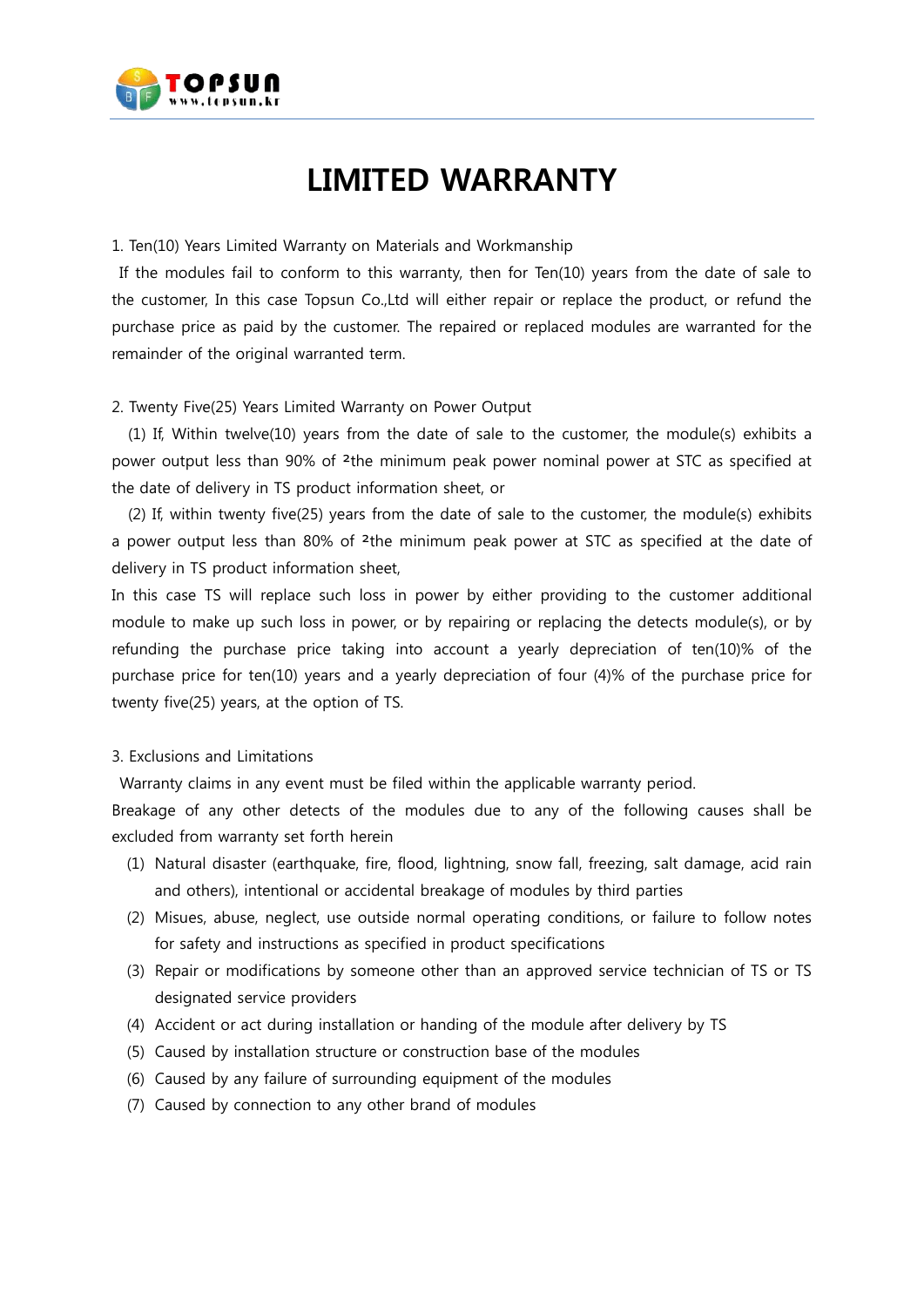# LIMITED WARRANTY

1. Ten(10) Years Limited Warranty on Materials and Workmanship

If the modules fail to conform to this warranty, then for Ten(10) years from the date of sale to the customer, In this case Topsun Co.,Ltd will either repair or replace the product, or refund the purchase price as paid by the customer. The repaired or replaced modules are warranted for the remainder of the original warranted term.

2. Twenty Five(25) Years Limited Warranty on Power Output

(1) If, Within twelve(10) years from the date of sale to the customer, the module(s) exhibits a power output less than 90% of ²the minimum peak power nominal power at STC as specified at the date of delivery in TS product information sheet, or

(2) If, within twenty five(25) years from the date of sale to the customer, the module(s) exhibits a power output less than 80% of ²the minimum peak power at STC as specified at the date of delivery in TS product information sheet,

In this case TS will replace such loss in power by either providing to the customer additional module to make up such loss in power, or by repairing or replacing the detects module(s), or by refunding the purchase price taking into account a yearly depreciation of ten(10)% of the purchase price for ten(10) years and a yearly depreciation of four (4)% of the purchase price for twenty five(25) years, at the option of TS.

3. Exclusions and Limitations

Warranty claims in any event must be filed within the applicable warranty period.

Breakage of any other detects of the modules due to any of the following causes shall be excluded from warranty set forth herein

(1) Natural disaster (earthquake, fire, flood, lightning, snow fall, freezing, salt damage, acid rain and others), intentional or accidental breakage of modules by third parties
(2) Misues, abuse, neglect, use outside normal operating conditions, or failure to follow notes for safety and instructions as specified in product specifications
(3) Repair or modifications by someone other than an approved service technician of TS or TS designated service providers
(4) Accident or act during installation or handing of the module after delivery by TS
(5) Caused by installation structure or construction base of the modules
(6) Caused by any failure of surrounding equipment of the modules
(7) Caused by connection to any other brand of modules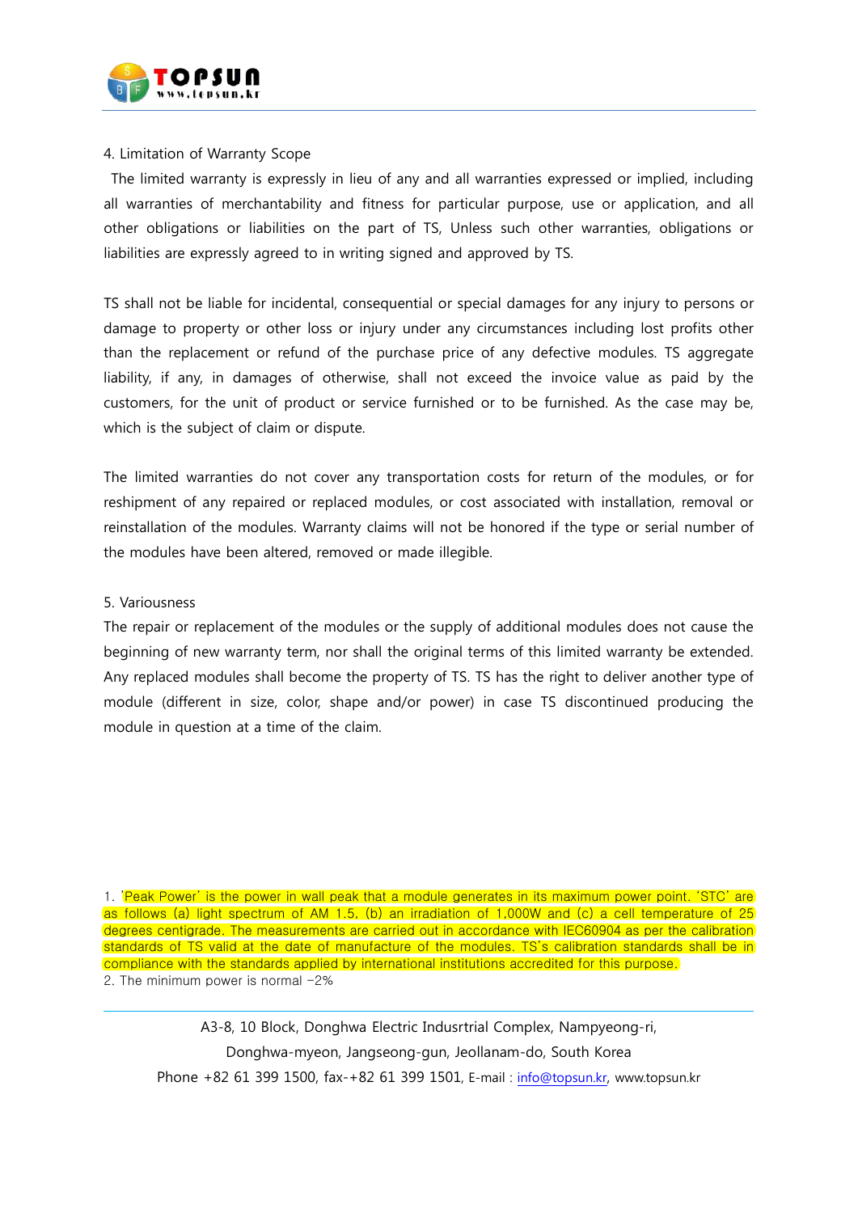4. Limitation of Warranty Scope

The limited warranty is expressly in lieu of any and all warranties expressed or implied, including all warranties of merchantability and fitness for particular purpose, use or application, and all other obligations or liabilities on the part of TS, Unless such other warranties, obligations or liabilities are expressly agreed to in writing signed and approved by TS.

TS shall not be liable for incidental, consequential or special damages for any injury to persons or damage to property or other loss or injury under any circumstances including lost profits other than the replacement or refund of the purchase price of any defective modules. TS aggregate liability, if any, in damages of otherwise, shall not exceed the invoice value as paid by the customers, for the unit of product or service furnished or to be furnished. As the case may be, which is the subject of claim or dispute.

The limited warranties do not cover any transportation costs for return of the modules, or for reshipment of any repaired or replaced modules, or cost associated with installation, removal or reinstallation of the modules. Warranty claims will not be honored if the type or serial number of the modules have been altered, removed or made illegible.

5. Variousness

The repair or replacement of the modules or the supply of additional modules does not cause the beginning of new warranty term, nor shall the original terms of this limited warranty be extended. Any replaced modules shall become the property of TS. TS has the right to deliver another type of module (different in size, color, shape and/or power) in case TS discontinued producing the module in question at a time of the claim.

1. 'Peak Power' is the power in wall peak that a module generates in its maximum power point. 'STC' are as follows (a) light spectrum of AM 1.5, (b) an irradiation of 1,000W and (c) a cell temperature of 25 degrees centigrade. The measurements are carried out in accordance with IEC60904 as per the calibration standards of TS valid at the date of manufacture of the modules. TS's calibration standards shall be in compliance with the standards applied by international institutions accredited for this purpose.

2. The minimum power is normal −2%

A3-8, 10 Block, Donghwa Electric Indusrtrial Complex, Nampyeong-ri,
Donghwa-myeon, Jangseong-gun, Jeollanam-do, South Korea
Phone +82 61 399 1500, fax-+82 61 399 1501, E-mail : info@topsun.kr, www.topsun.kr